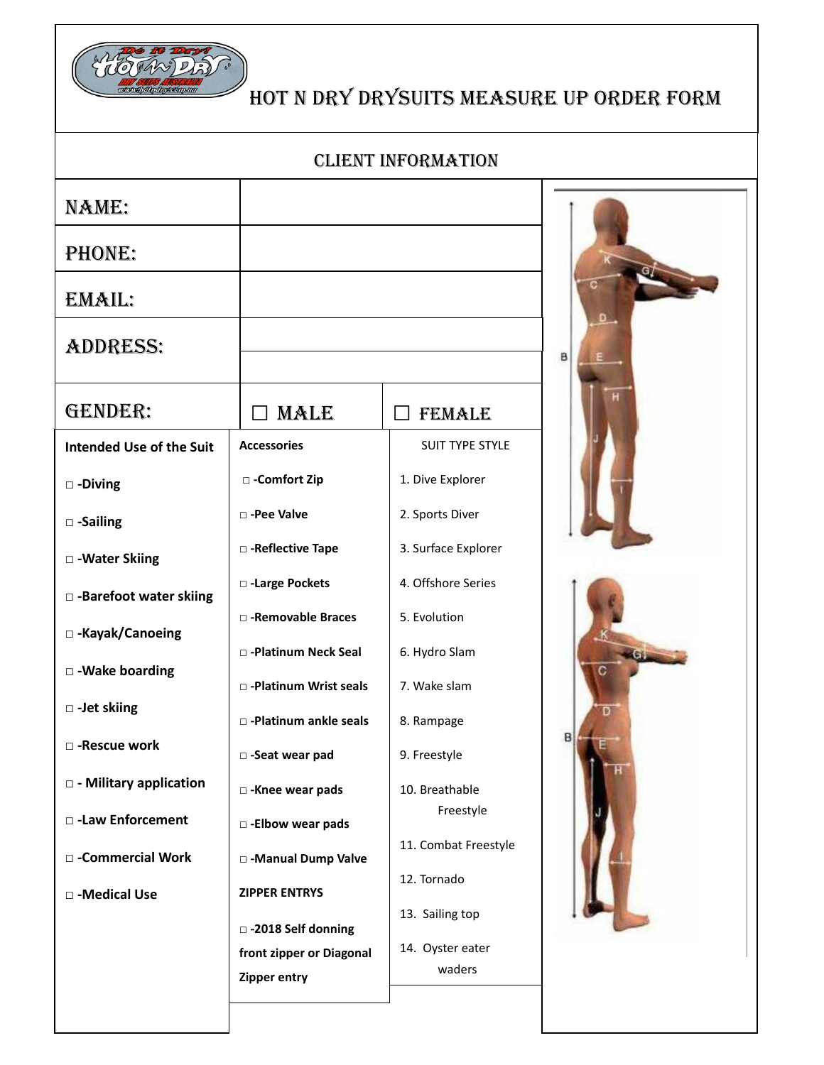# HOT N DRY DRYSUITS MEASURE UP ORDER FORM

## CLIENT INFORMATION

| | | |
|---|---|---|
| NAME: | | |
| PHONE: | | |
| EMAIL: | | |
| ADDRESS: | | |
| GENDER: | ☐ MALE | ☐ FEMALE |

| Intended Use of the Suit | Accessories | SUIT TYPE STYLE |
|---|---|---|
| □ -Diving | □ -Comfort Zip | 1. Dive Explorer |
| □ -Sailing | □ -Pee Valve | 2. Sports Diver |
| □ -Water Skiing | □ -Reflective Tape | 3. Surface Explorer |
| □ -Barefoot water skiing | □ -Large Pockets | 4. Offshore Series |
| □ -Kayak/Canoeing | □ -Removable Braces | 5. Evolution |
| □ -Wake boarding | □ -Platinum Neck Seal | 6. Hydro Slam |
| □ -Jet skiing | □ -Platinum Wrist seals | 7. Wake slam |
| □ -Rescue work | □ -Platinum ankle seals | 8. Rampage |
| □ - Military application | □ -Seat wear pad | 9. Freestyle |
| □ -Law Enforcement | □ -Knee wear pads | 10. Breathable Freestyle |
| □ -Commercial Work | □ -Elbow wear pads | 11. Combat Freestyle |
| □ -Medical Use | □ -Manual Dump Valve | 12. Tornado |
| | **ZIPPER ENTRYS** | 13. Sailing top |
| | □ -2018 Self donning front zipper or Diagonal Zipper entry | 14. Oyster eater waders |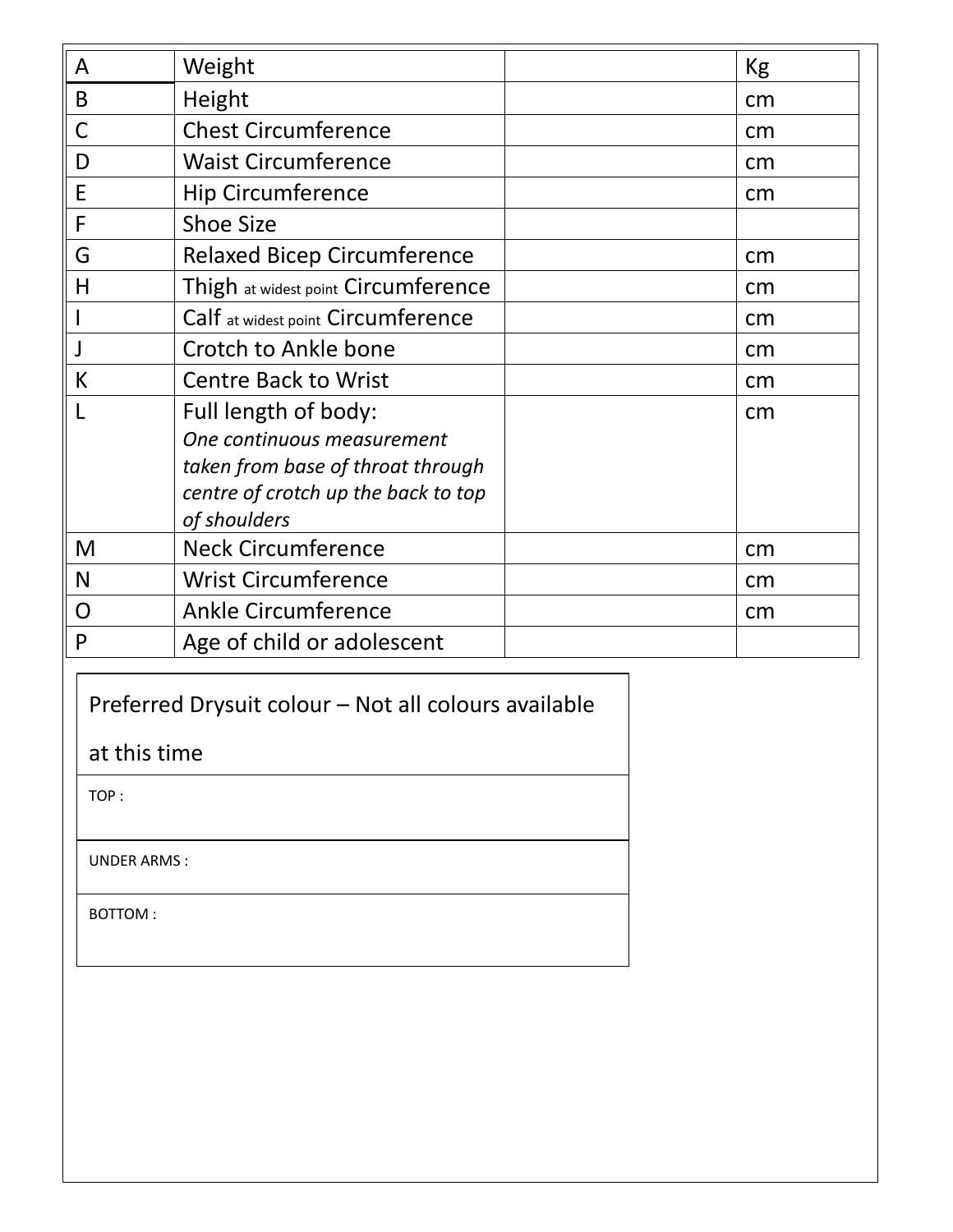| | | | |
|---|---|---|---|
| A | Weight | | Kg |
| B | Height | | cm |
| C | Chest Circumference | | cm |
| D | Waist Circumference | | cm |
| E | Hip Circumference | | cm |
| F | Shoe Size | | |
| G | Relaxed Bicep Circumference | | cm |
| H | Thigh at widest point Circumference | | cm |
| I | Calf at widest point Circumference | | cm |
| J | Crotch to Ankle bone | | cm |
| K | Centre Back to Wrist | | cm |
| L | Full length of body: *One continuous measurement taken from base of throat through centre of crotch up the back to top of shoulders* | | cm |
| M | Neck Circumference | | cm |
| N | Wrist Circumference | | cm |
| O | Ankle Circumference | | cm |
| P | Age of child or adolescent | | |

| Preferred Drysuit colour – Not all colours available at this time |
|---|
| TOP : |
| UNDER ARMS : |
| BOTTOM : |